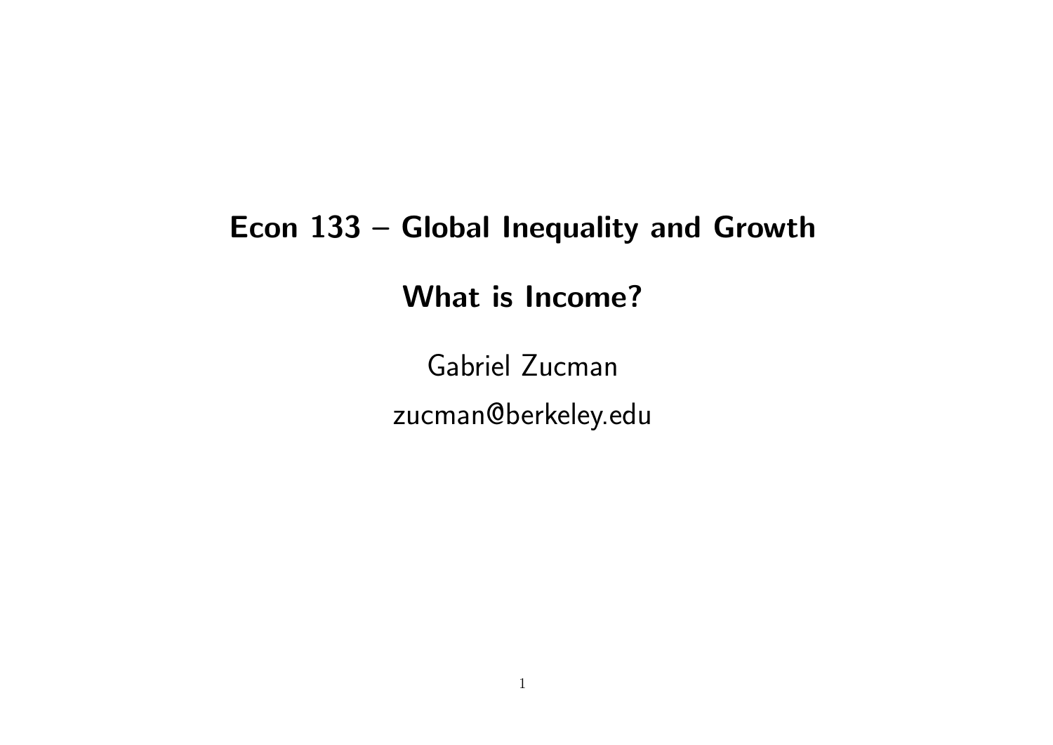# Econ 133 – Global Inequality and Growth

## What is Income?

Gabriel Zucman

zucman@berkeley.edu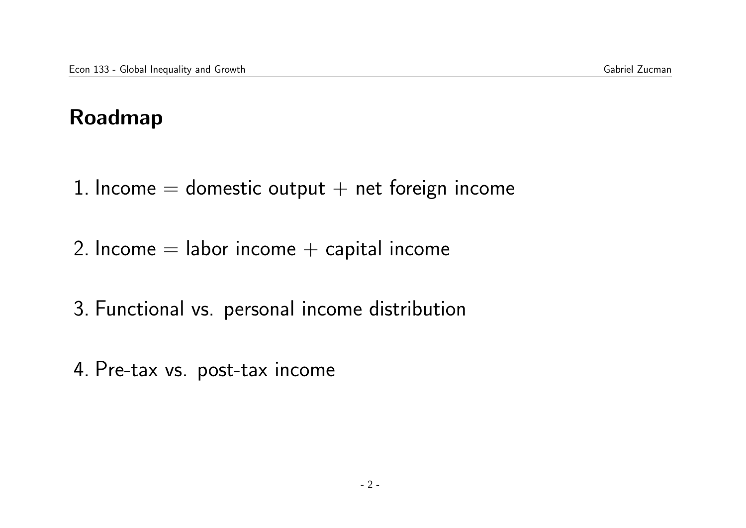## Roadmap

1. Income = domestic output + net foreign income

2. Income = labor income + capital income

3. Functional vs. personal income distribution

4. Pre-tax vs. post-tax income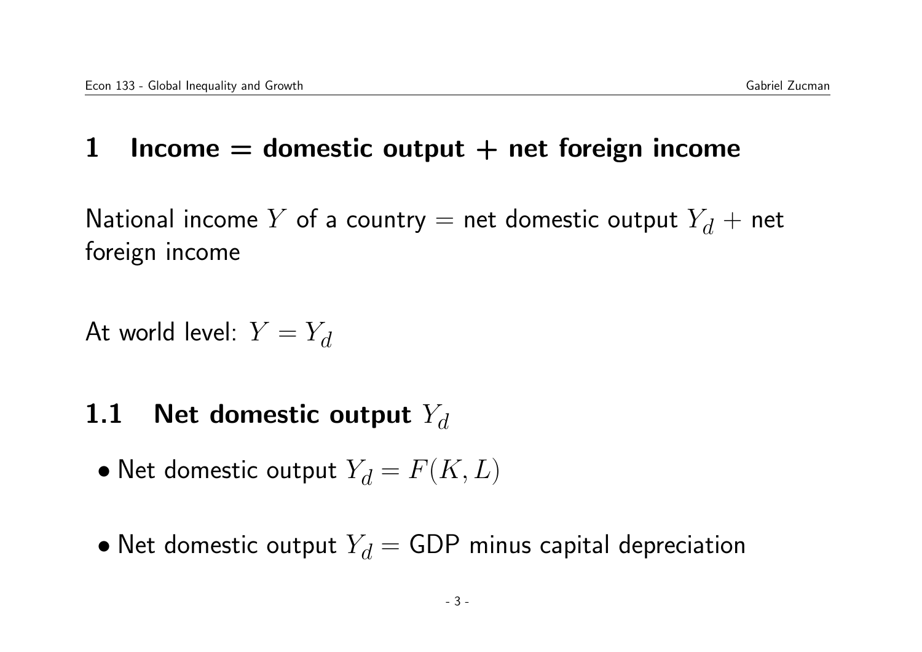# 1 Income = domestic output + net foreign income

National income $Y$ of a country = net domestic output $Y_d$ + net foreign income

At world level: $Y = Y_d$

## 1.1 Net domestic output $Y_d$

- Net domestic output $Y_d = F(K, L)$
- Net domestic output $Y_d$ = GDP minus capital depreciation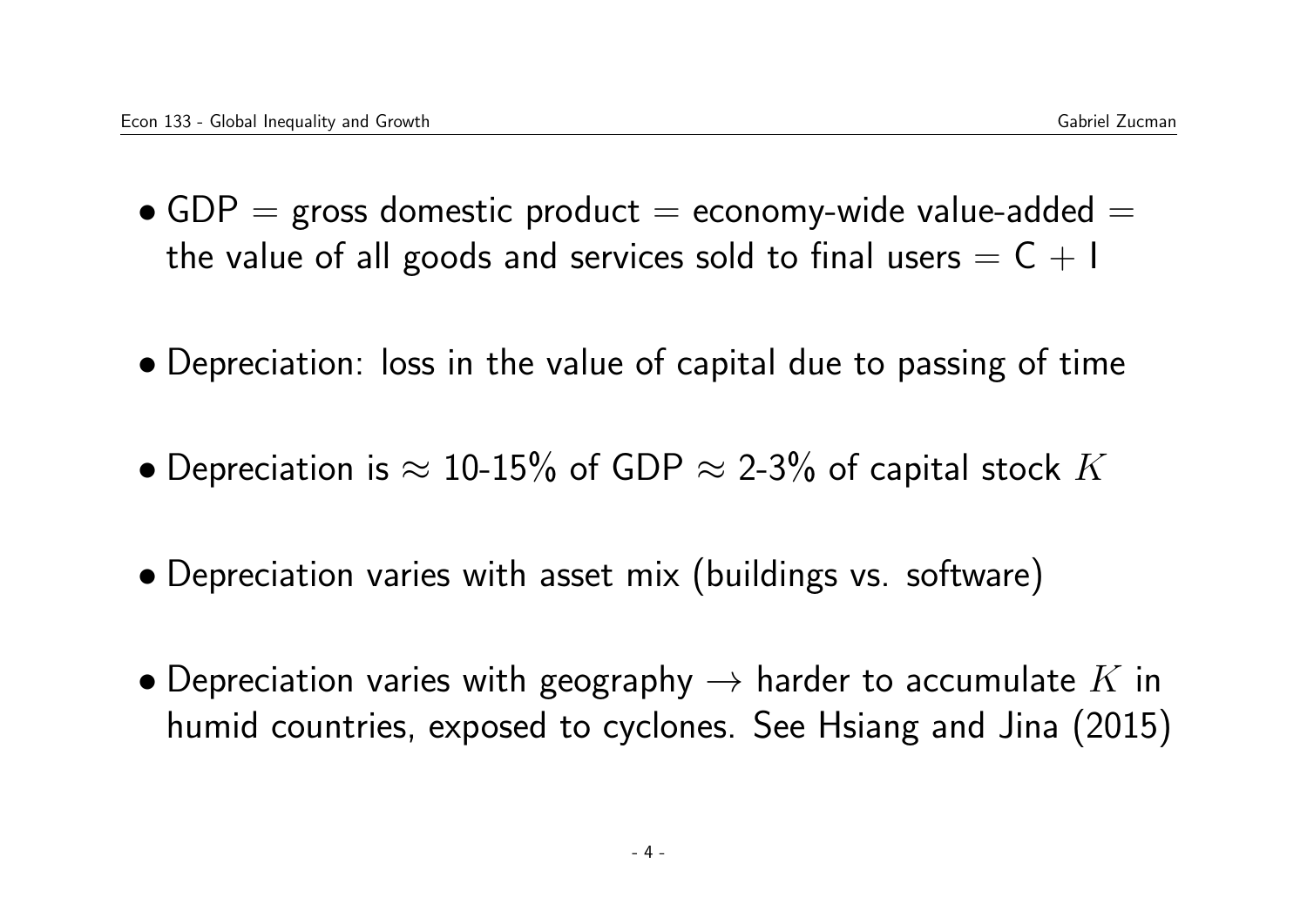- GDP = gross domestic product = economy-wide value-added = the value of all goods and services sold to final users = C + I

- Depreciation: loss in the value of capital due to passing of time

- Depreciation is $\approx$ 10-15% of GDP $\approx$ 2-3% of capital stock $K$

- Depreciation varies with asset mix (buildings vs. software)

- Depreciation varies with geography $\rightarrow$ harder to accumulate $K$ in humid countries, exposed to cyclones. See Hsiang and Jina (2015)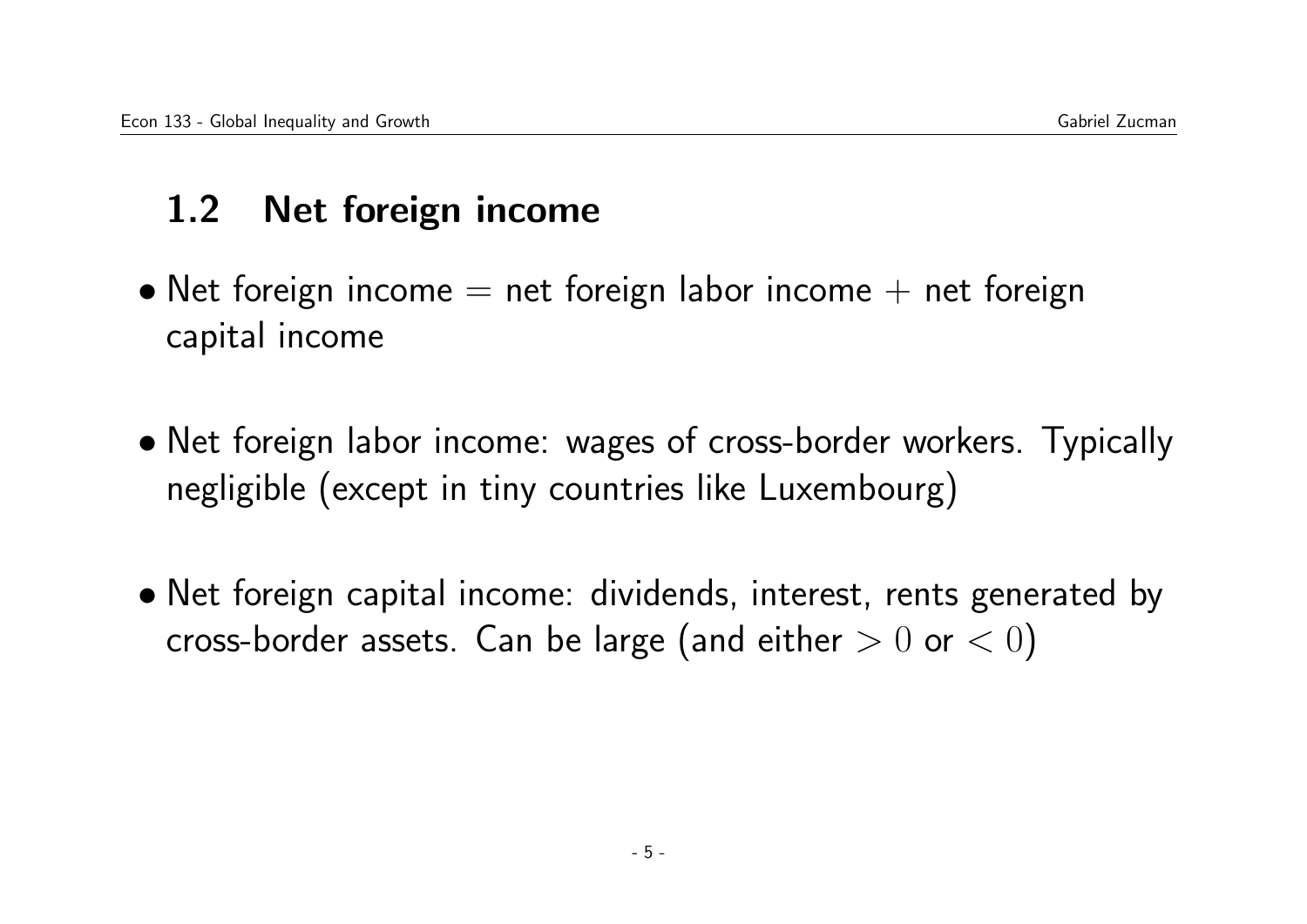## 1.2 Net foreign income

- Net foreign income = net foreign labor income + net foreign capital income

- Net foreign labor income: wages of cross-border workers. Typically negligible (except in tiny countries like Luxembourg)

- Net foreign capital income: dividends, interest, rents generated by cross-border assets. Can be large (and either $> 0$ or $< 0$)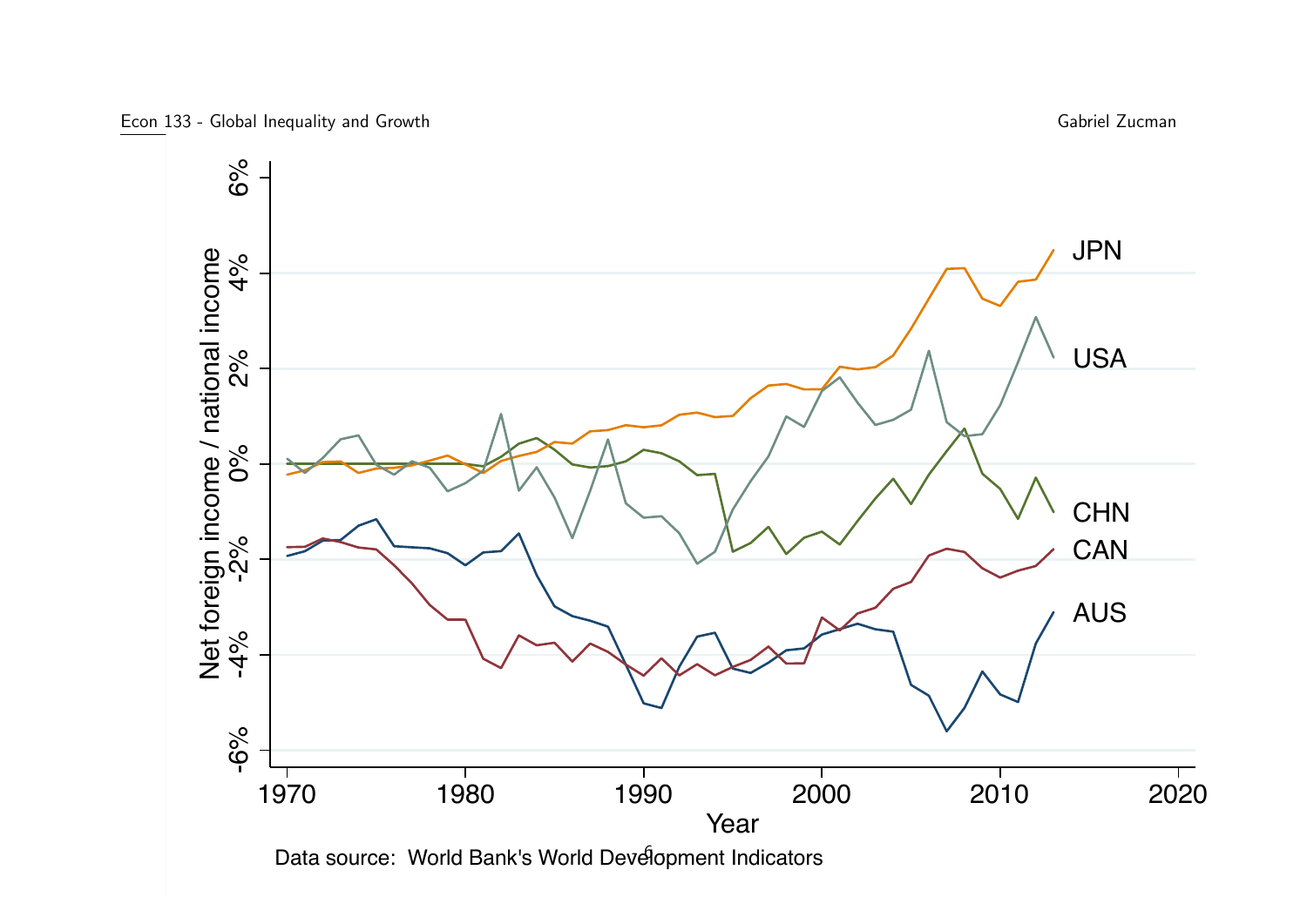Data source: World Bank's World Development Indicators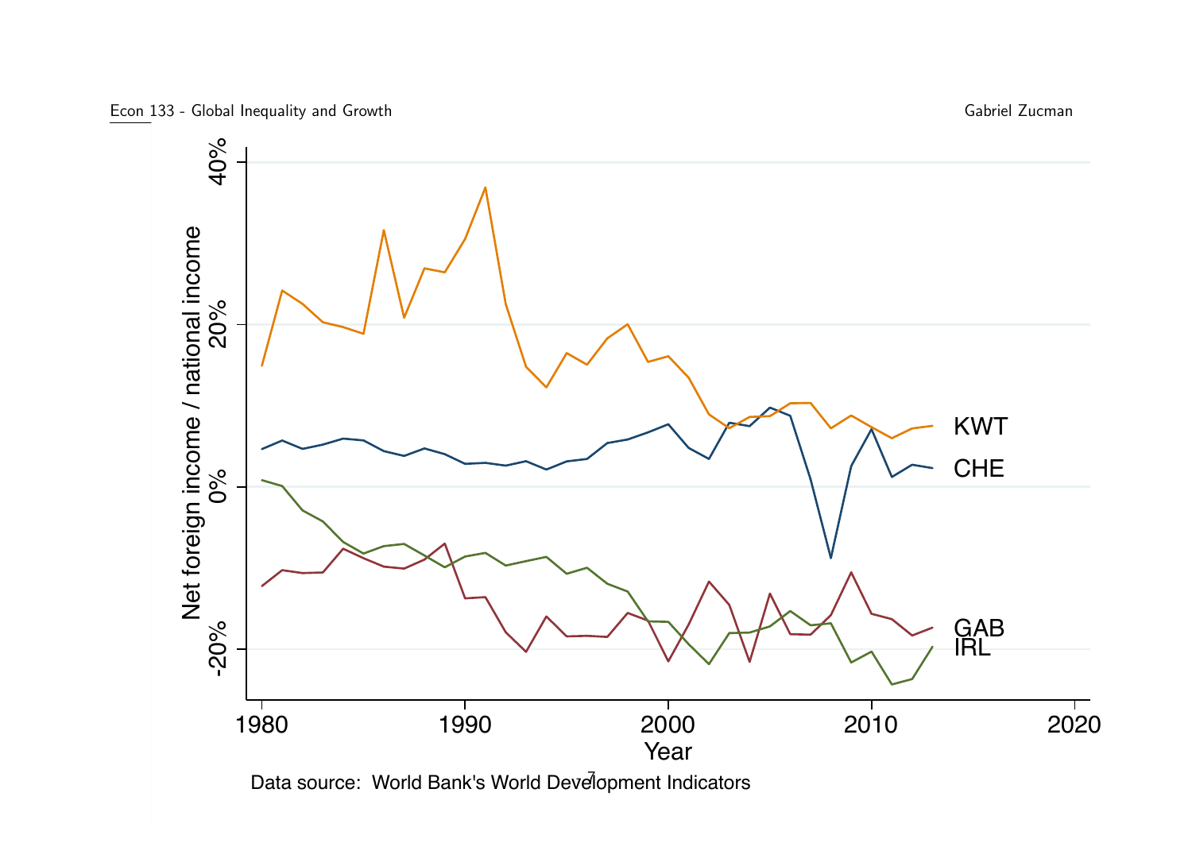Data source: World Bank's World Development Indicators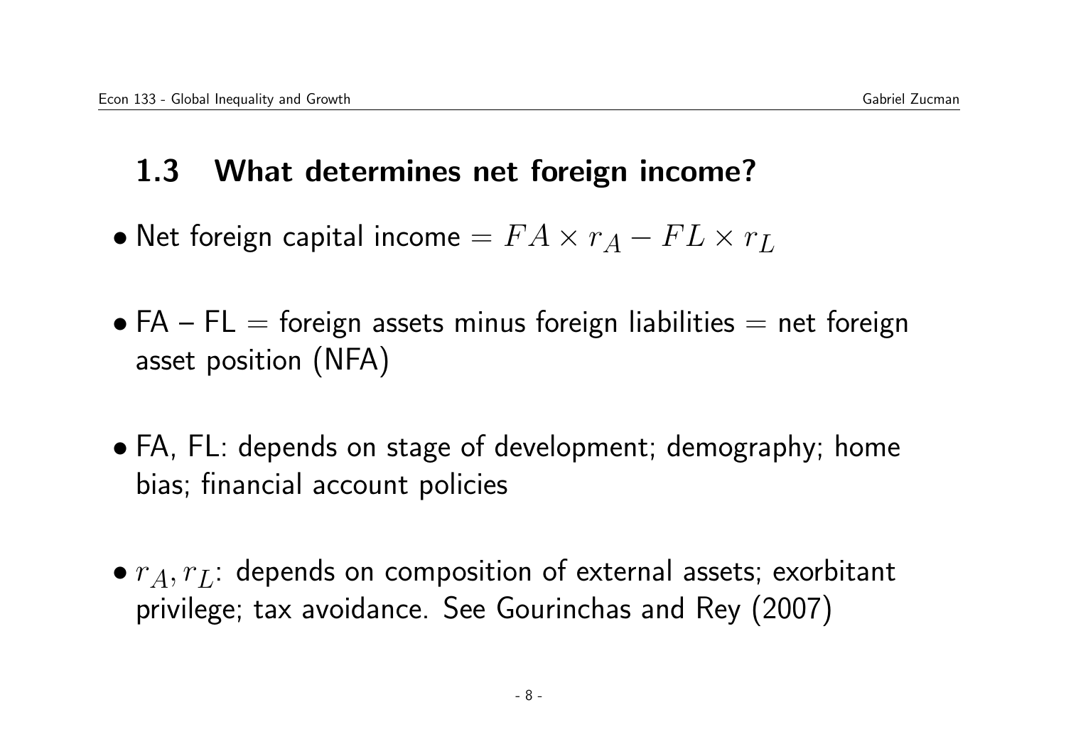## 1.3 What determines net foreign income?

- Net foreign capital income = $FA \times r_A - FL \times r_L$

- FA – FL = foreign assets minus foreign liabilities = net foreign asset position (NFA)

- FA, FL: depends on stage of development; demography; home bias; financial account policies

- $r_A, r_L$: depends on composition of external assets; exorbitant privilege; tax avoidance. See Gourinchas and Rey (2007)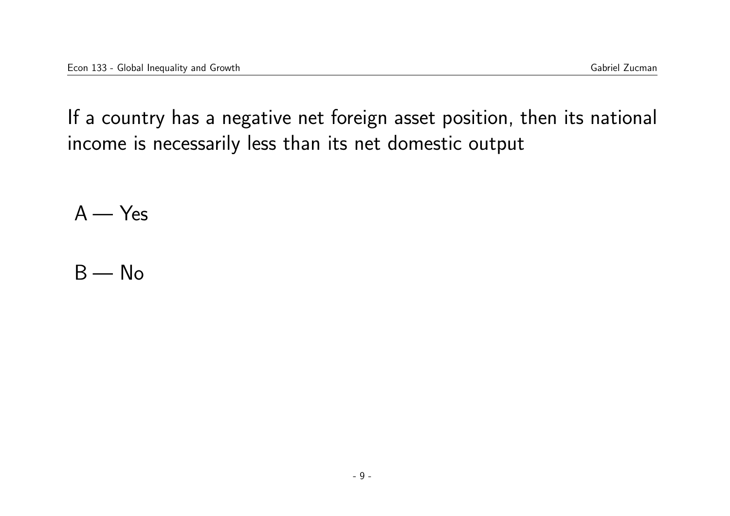If a country has a negative net foreign asset position, then its national income is necessarily less than its net domestic output

A — Yes

B — No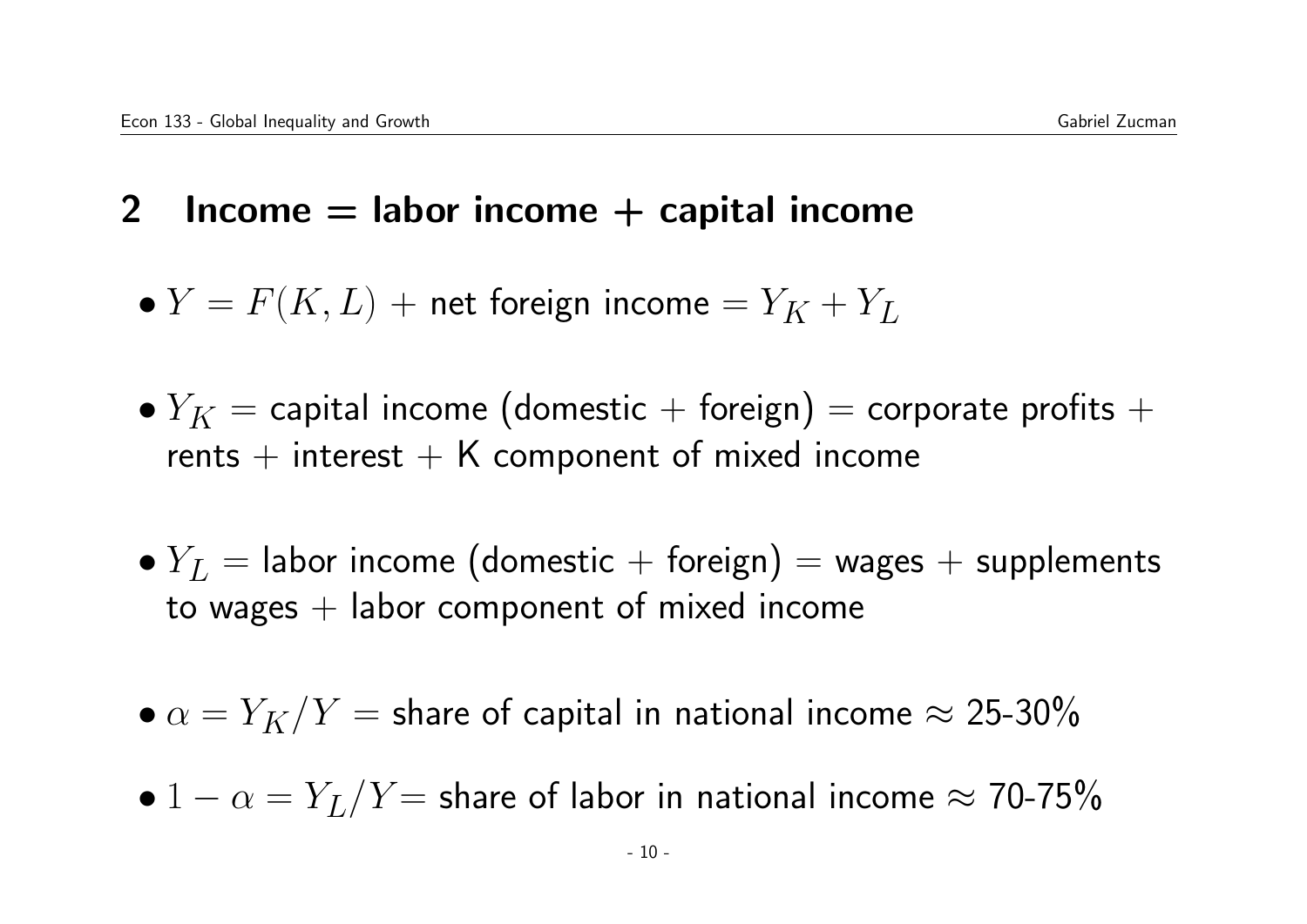## 2 Income = labor income + capital income

- $Y = F(K, L)$ + net foreign income $= Y_K + Y_L$

- $Y_K$ = capital income (domestic + foreign) = corporate profits + rents + interest + K component of mixed income

- $Y_L$ = labor income (domestic + foreign) = wages + supplements to wages + labor component of mixed income

- $\alpha = Y_K/Y$ = share of capital in national income $\approx$ 25-30%

- $1 - \alpha = Y_L/Y$= share of labor in national income $\approx$ 70-75%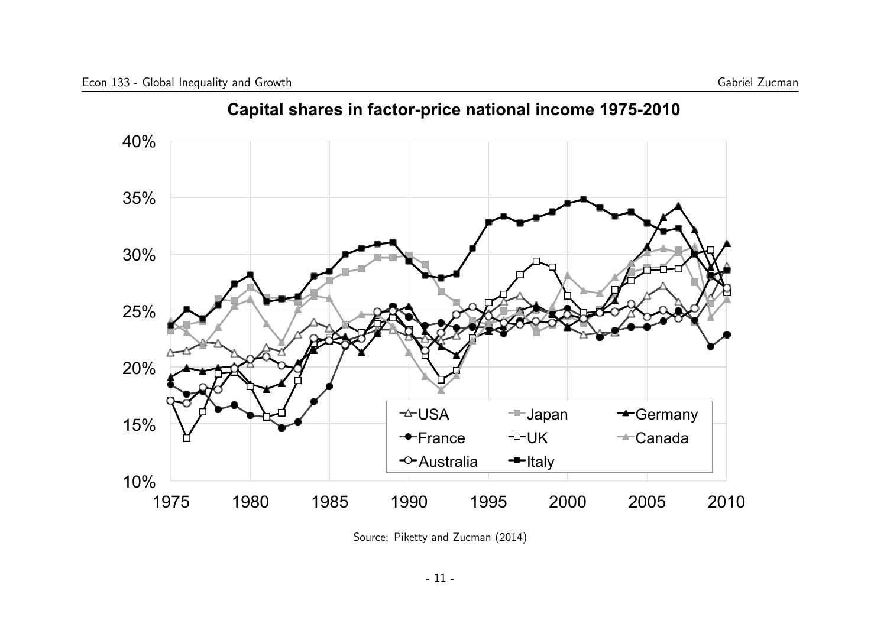## Capital shares in factor-price national income 1975-2010

Source: Piketty and Zucman (2014)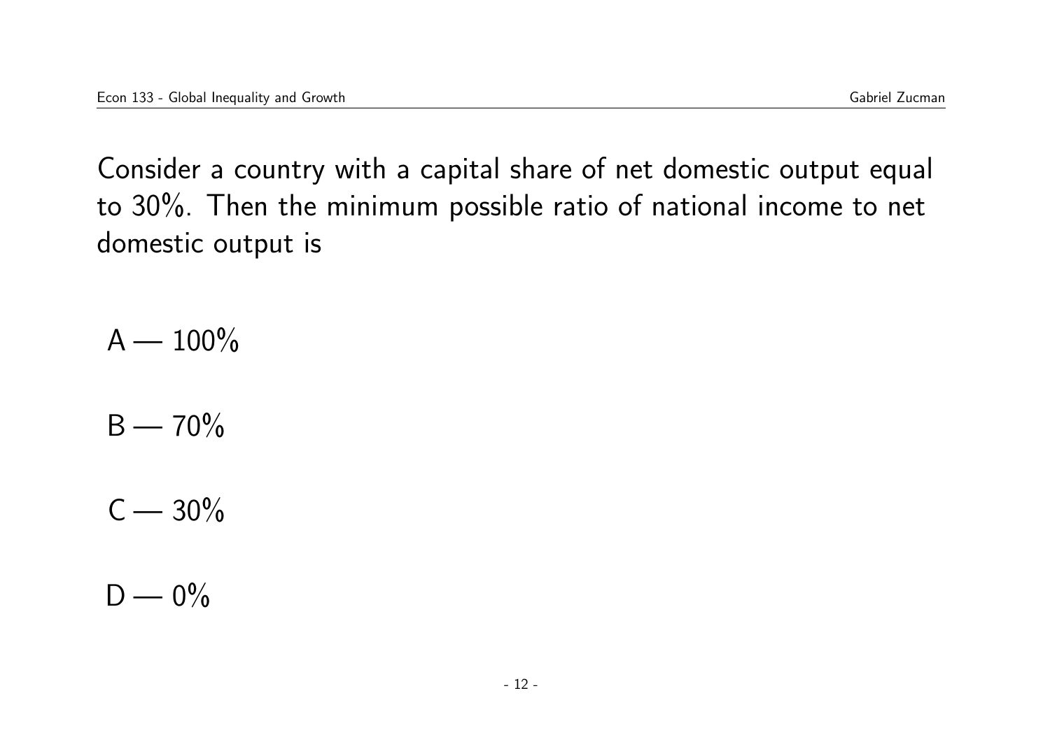Consider a country with a capital share of net domestic output equal to 30%. Then the minimum possible ratio of national income to net domestic output is

A — 100%

B — 70%

C — 30%

D — 0%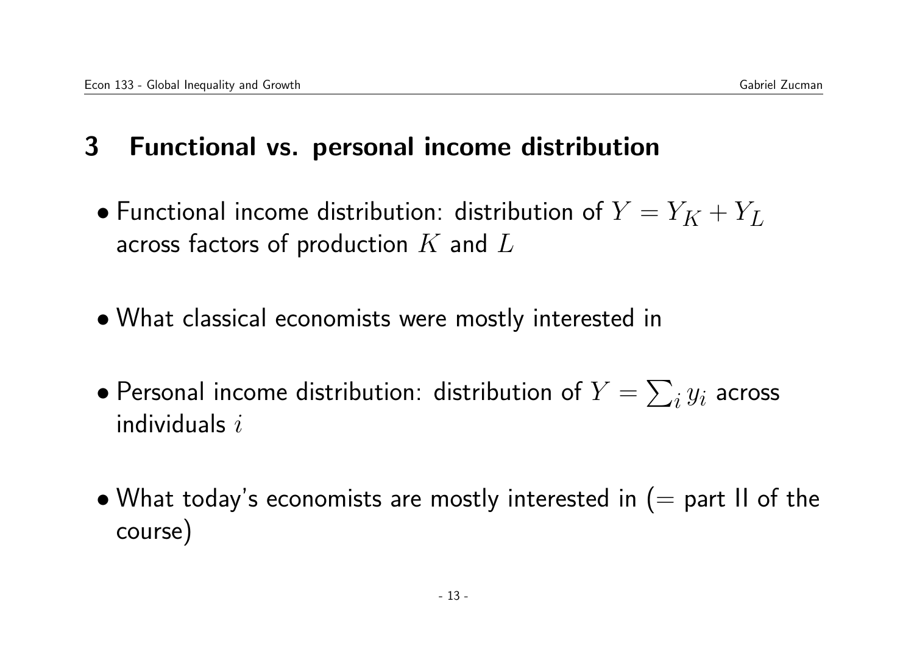## 3 Functional vs. personal income distribution

- Functional income distribution: distribution of $Y = Y_K + Y_L$ across factors of production $K$ and $L$

- What classical economists were mostly interested in

- Personal income distribution: distribution of $Y = \sum_i y_i$ across individuals $i$

- What today's economists are mostly interested in (= part II of the course)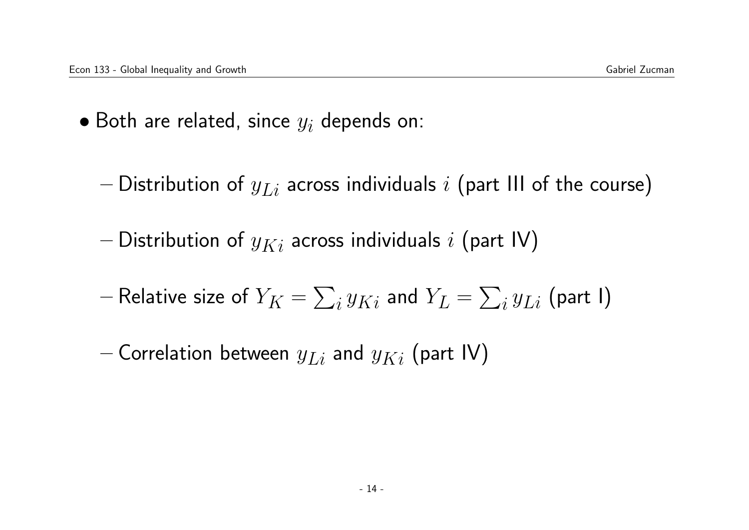- Both are related, since $y_i$ depends on:
  - Distribution of $y_{Li}$ across individuals $i$ (part III of the course)
  - Distribution of $y_{Ki}$ across individuals $i$ (part IV)
  - Relative size of $Y_K = \sum_i y_{Ki}$ and $Y_L = \sum_i y_{Li}$ (part I)
  - Correlation between $y_{Li}$ and $y_{Ki}$ (part IV)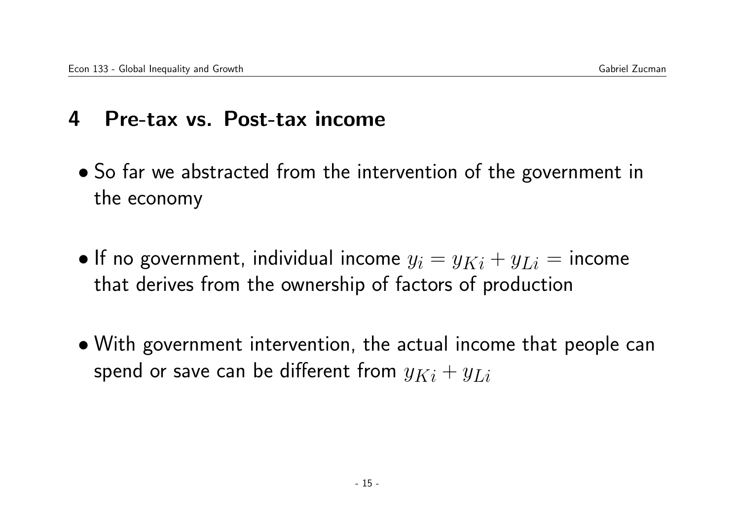## 4 Pre-tax vs. Post-tax income

- So far we abstracted from the intervention of the government in the economy

- If no government, individual income $y_i = y_{Ki} + y_{Li} =$ income that derives from the ownership of factors of production

- With government intervention, the actual income that people can spend or save can be different from $y_{Ki} + y_{Li}$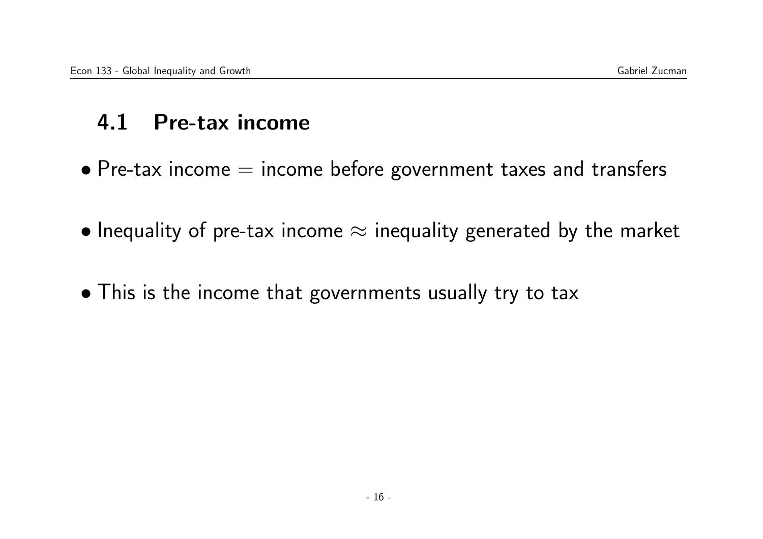## 4.1 Pre-tax income

- Pre-tax income = income before government taxes and transfers
- Inequality of pre-tax income $\approx$ inequality generated by the market
- This is the income that governments usually try to tax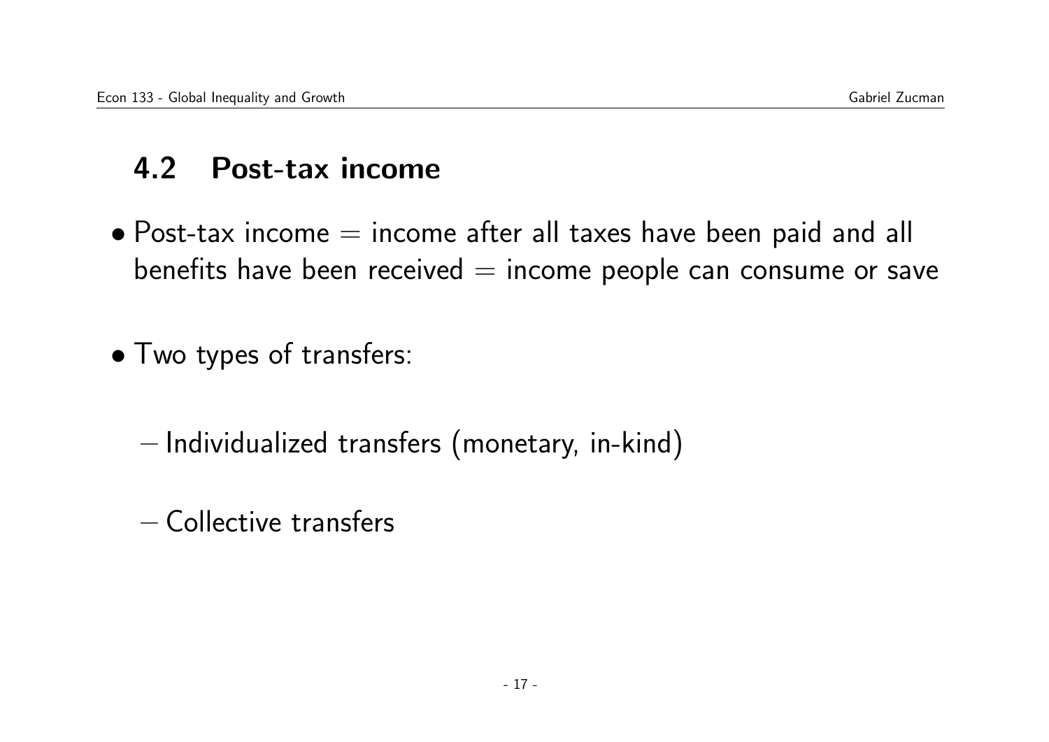## 4.2 Post-tax income

- Post-tax income = income after all taxes have been paid and all benefits have been received = income people can consume or save

- Two types of transfers:

  - Individualized transfers (monetary, in-kind)

  - Collective transfers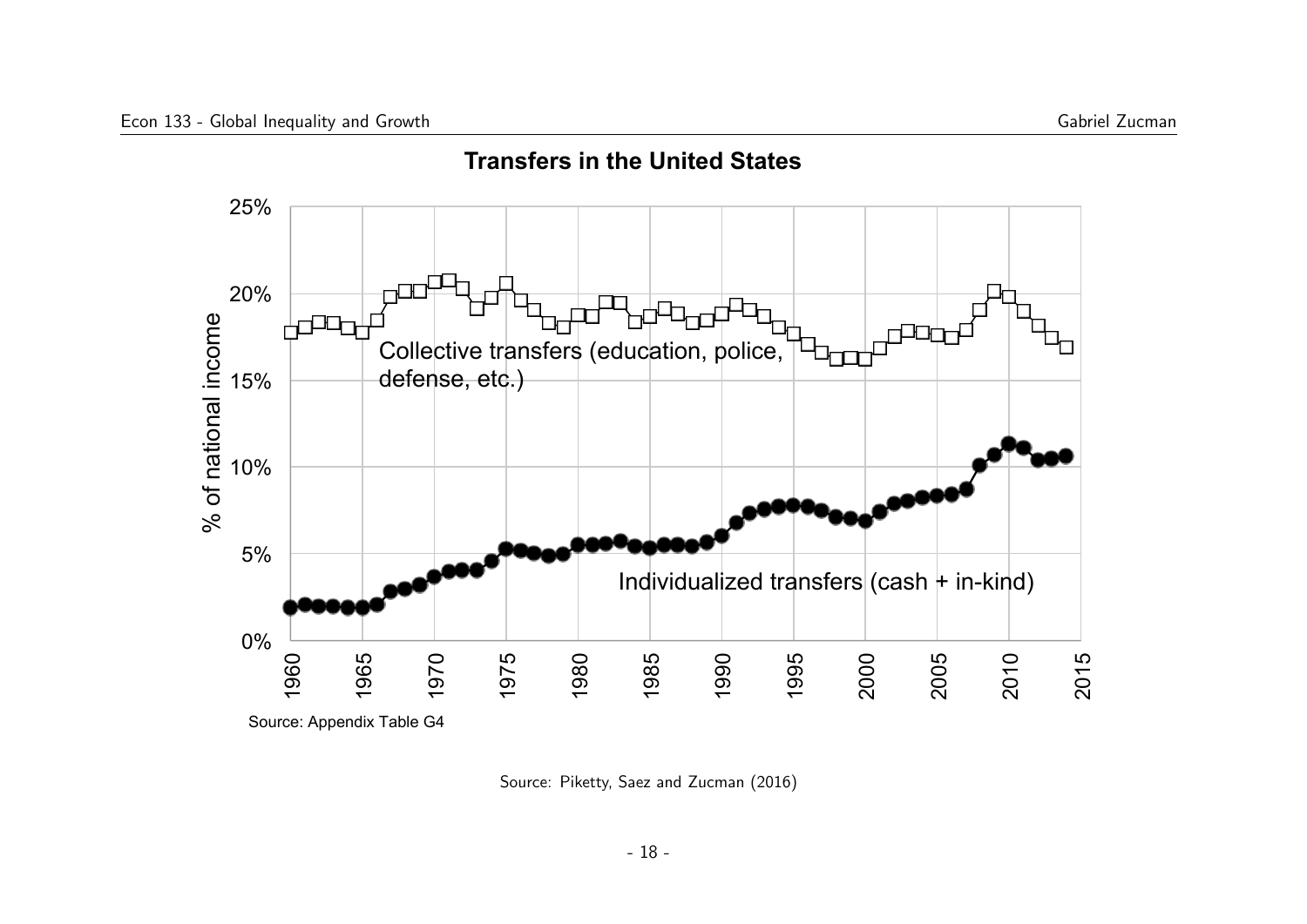**Transfers in the United States**

Source: Appendix Table G4

Source: Piketty, Saez and Zucman (2016)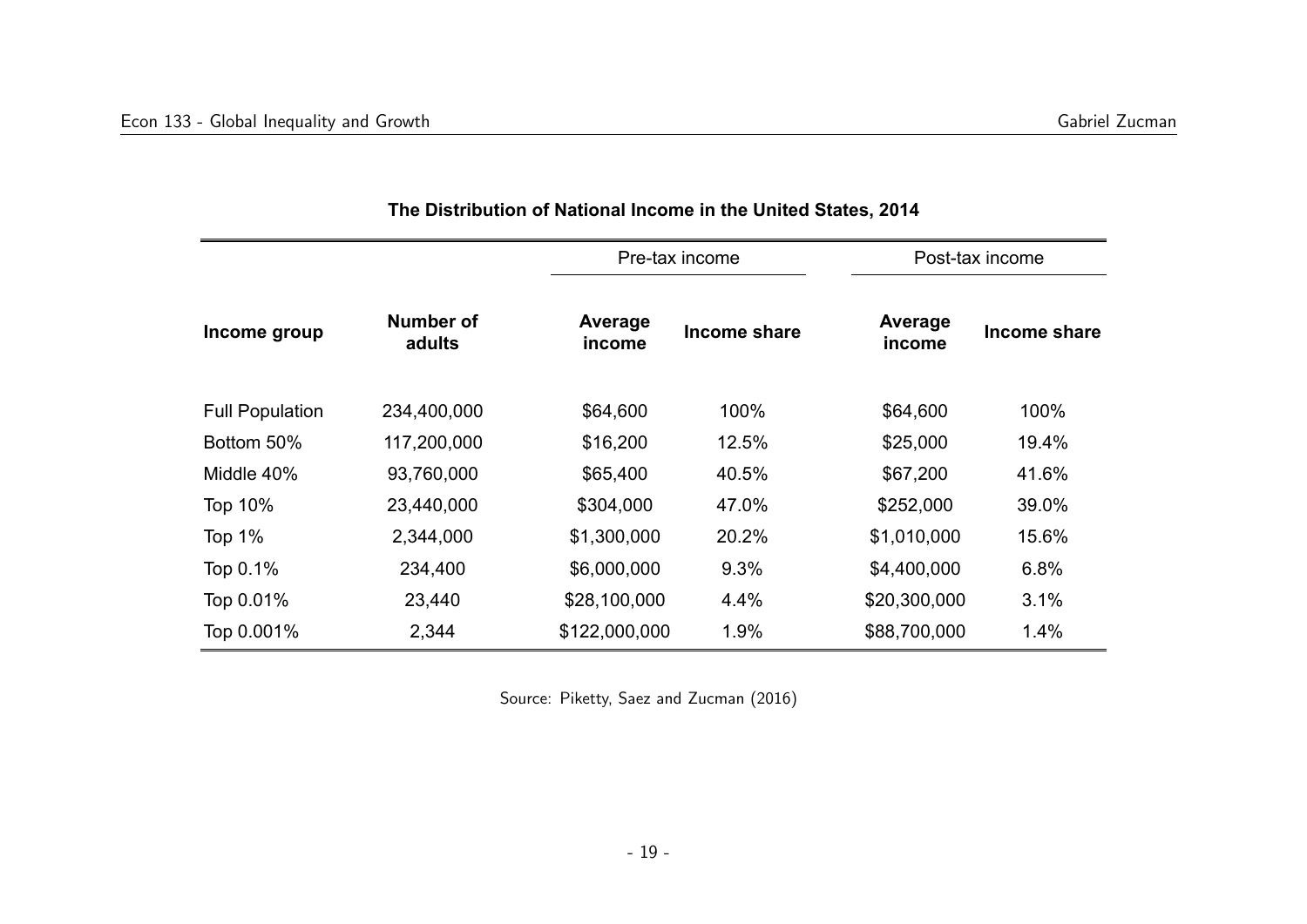**The Distribution of National Income in the United States, 2014**

| Income group | Number of adults | Pre-tax income | | Post-tax income | |
|---|---|---|---|---|---|
| | | Average income | Income share | Average income | Income share |
| Full Population | 234,400,000 | $64,600 | 100% | $64,600 | 100% |
| Bottom 50% | 117,200,000 | $16,200 | 12.5% | $25,000 | 19.4% |
| Middle 40% | 93,760,000 | $65,400 | 40.5% | $67,200 | 41.6% |
| Top 10% | 23,440,000 | $304,000 | 47.0% | $252,000 | 39.0% |
| Top 1% | 2,344,000 | $1,300,000 | 20.2% | $1,010,000 | 15.6% |
| Top 0.1% | 234,400 | $6,000,000 | 9.3% | $4,400,000 | 6.8% |
| Top 0.01% | 23,440 | $28,100,000 | 4.4% | $20,300,000 | 3.1% |
| Top 0.001% | 2,344 | $122,000,000 | 1.9% | $88,700,000 | 1.4% |

Source: Piketty, Saez and Zucman (2016)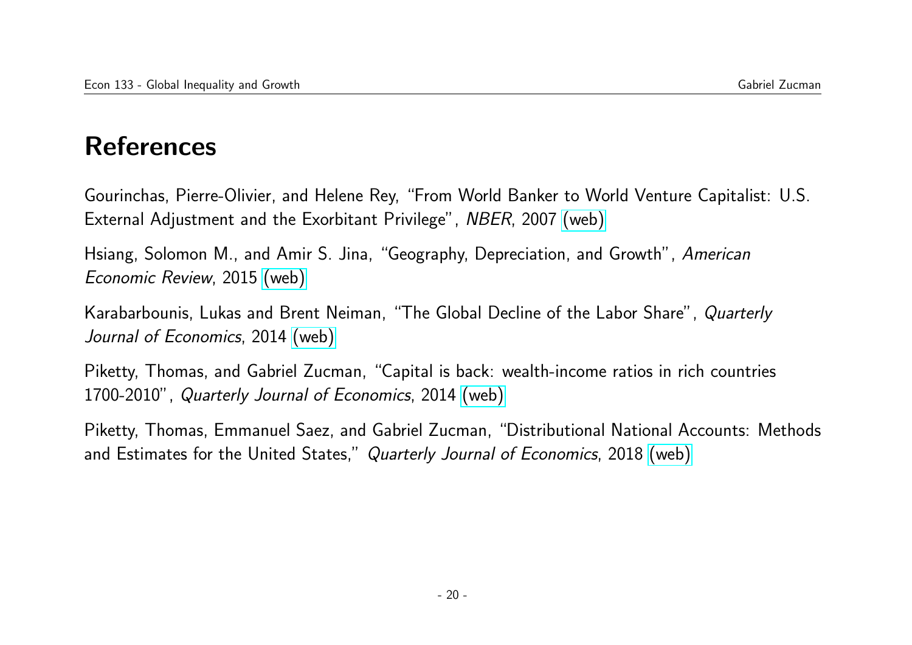# References

Gourinchas, Pierre-Olivier, and Helene Rey, "From World Banker to World Venture Capitalist: U.S. External Adjustment and the Exorbitant Privilege", *NBER*, 2007 (web)

Hsiang, Solomon M., and Amir S. Jina, "Geography, Depreciation, and Growth", *American Economic Review*, 2015 (web)

Karabarbounis, Lukas and Brent Neiman, "The Global Decline of the Labor Share", *Quarterly Journal of Economics*, 2014 (web)

Piketty, Thomas, and Gabriel Zucman, "Capital is back: wealth-income ratios in rich countries 1700-2010", *Quarterly Journal of Economics*, 2014 (web)

Piketty, Thomas, Emmanuel Saez, and Gabriel Zucman, "Distributional National Accounts: Methods and Estimates for the United States," *Quarterly Journal of Economics*, 2018 (web)